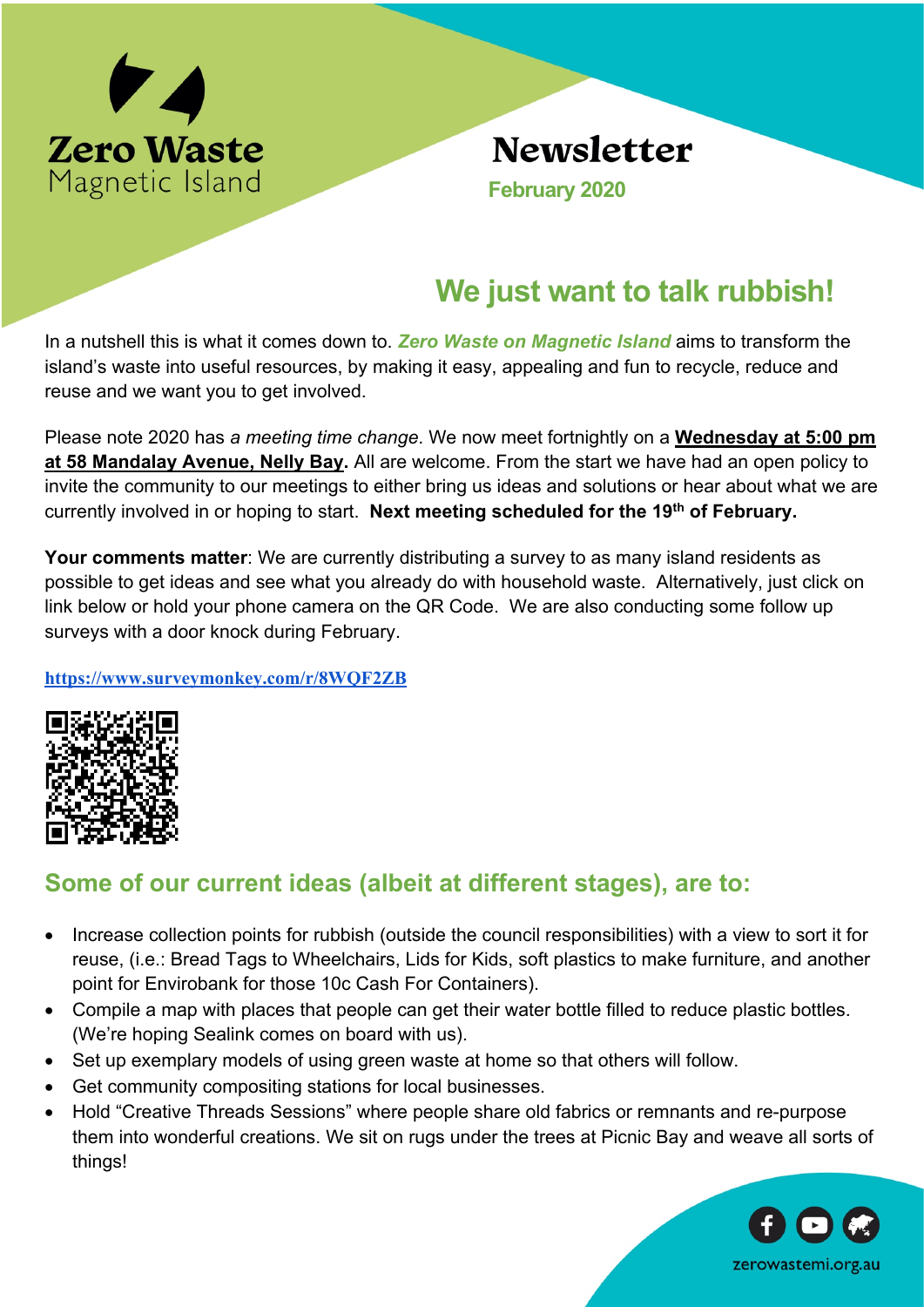Zero Waste
Magnetic Island

# Newsletter

**February 2020**

## We just want to talk rubbish!

In a nutshell this is what it comes down to. ***Zero Waste on Magnetic Island*** aims to transform the island's waste into useful resources, by making it easy, appealing and fun to recycle, reduce and reuse and we want you to get involved.

Please note 2020 has *a meeting time change*. We now meet fortnightly on a **Wednesday at 5:00 pm at 58 Mandalay Avenue, Nelly Bay.** All are welcome. From the start we have had an open policy to invite the community to our meetings to either bring us ideas and solutions or hear about what we are currently involved in or hoping to start. **Next meeting scheduled for the 19th of February.**

**Your comments matter**: We are currently distributing a survey to as many island residents as possible to get ideas and see what you already do with household waste. Alternatively, just click on link below or hold your phone camera on the QR Code. We are also conducting some follow up surveys with a door knock during February.

**https://www.surveymonkey.com/r/8WQF2ZB**

## Some of our current ideas (albeit at different stages), are to:

- Increase collection points for rubbish (outside the council responsibilities) with a view to sort it for reuse, (i.e.: Bread Tags to Wheelchairs, Lids for Kids, soft plastics to make furniture, and another point for Envirobank for those 10c Cash For Containers).
- Compile a map with places that people can get their water bottle filled to reduce plastic bottles. (We're hoping Sealink comes on board with us).
- Set up exemplary models of using green waste at home so that others will follow.
- Get community compositing stations for local businesses.
- Hold "Creative Threads Sessions" where people share old fabrics or remnants and re-purpose them into wonderful creations. We sit on rugs under the trees at Picnic Bay and weave all sorts of things!

zerowastemi.org.au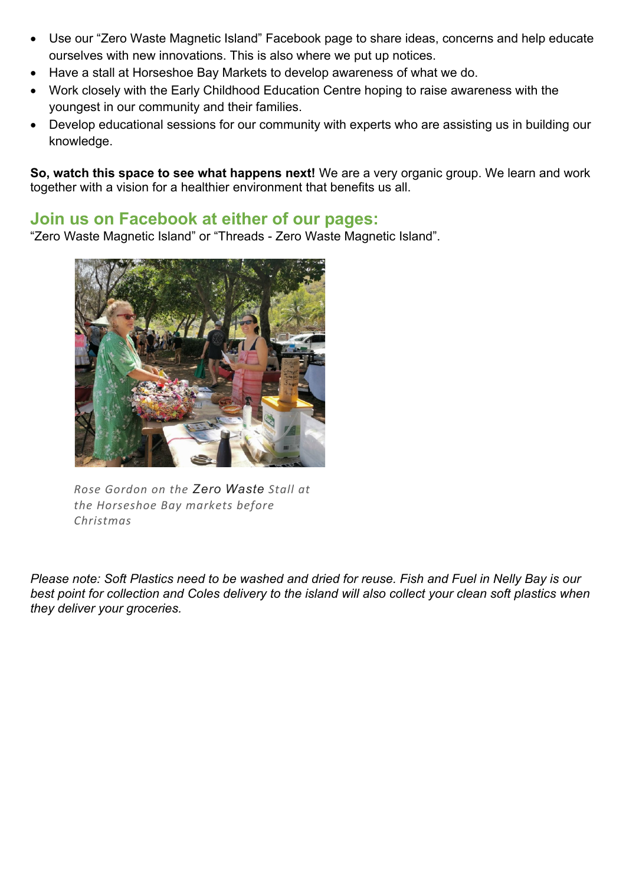- Use our "Zero Waste Magnetic Island" Facebook page to share ideas, concerns and help educate ourselves with new innovations. This is also where we put up notices.
- Have a stall at Horseshoe Bay Markets to develop awareness of what we do.
- Work closely with the Early Childhood Education Centre hoping to raise awareness with the youngest in our community and their families.
- Develop educational sessions for our community with experts who are assisting us in building our knowledge.

**So, watch this space to see what happens next!** We are a very organic group. We learn and work together with a vision for a healthier environment that benefits us all.

## Join us on Facebook at either of our pages:

"Zero Waste Magnetic Island" or "Threads - Zero Waste Magnetic Island".

*Rose Gordon on the Zero Waste Stall at the Horseshoe Bay markets before Christmas*

*Please note: Soft Plastics need to be washed and dried for reuse. Fish and Fuel in Nelly Bay is our best point for collection and Coles delivery to the island will also collect your clean soft plastics when they deliver your groceries.*